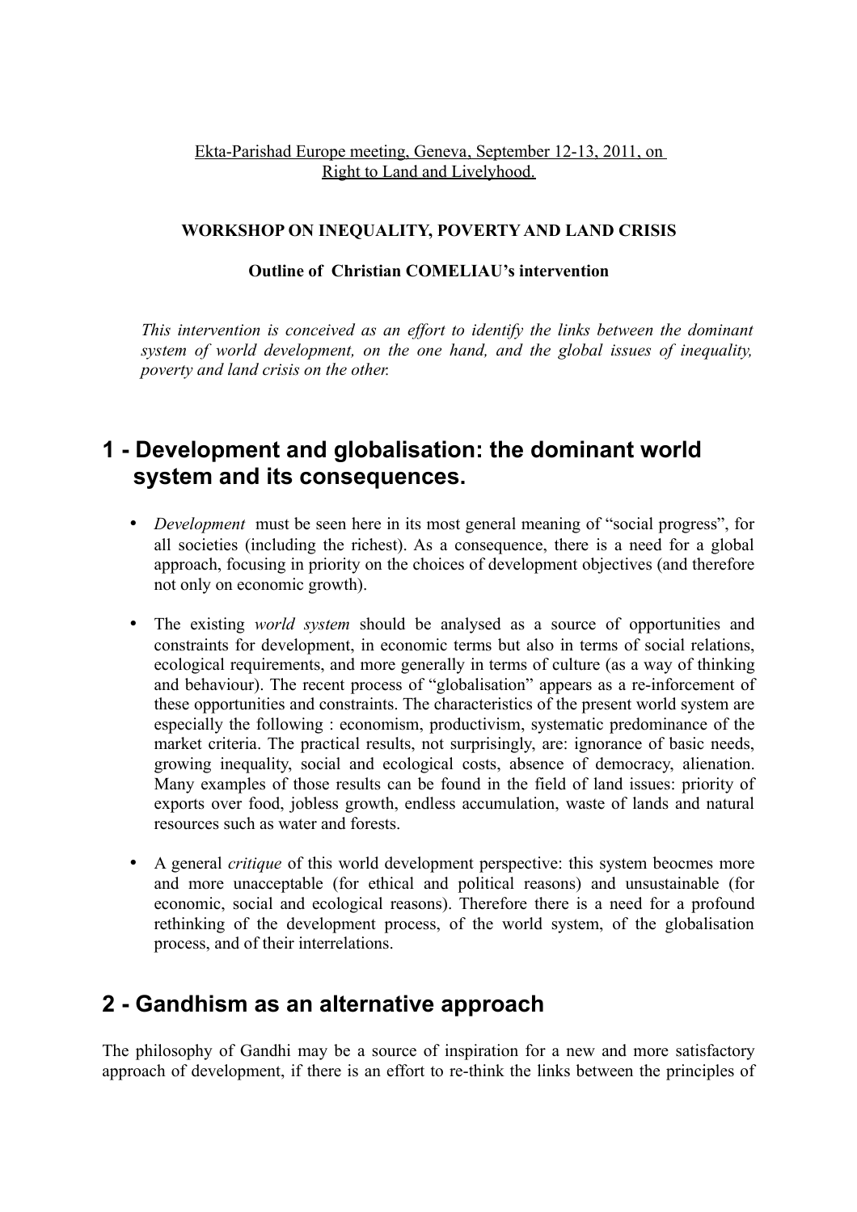Ekta-Parishad Europe meeting, Geneva, September 12-13, 2011, on Right to Land and Livelyhood.

**WORKSHOP ON INEQUALITY, POVERTY AND LAND CRISIS**

**Outline of Christian COMELIAU's intervention**

*This intervention is conceived as an effort to identify the links between the dominant system of world development, on the one hand, and the global issues of inequality, poverty and land crisis on the other.*

## 1 - Development and globalisation: the dominant world system and its consequences.

- *Development* must be seen here in its most general meaning of "social progress", for all societies (including the richest). As a consequence, there is a need for a global approach, focusing in priority on the choices of development objectives (and therefore not only on economic growth).
- The existing *world system* should be analysed as a source of opportunities and constraints for development, in economic terms but also in terms of social relations, ecological requirements, and more generally in terms of culture (as a way of thinking and behaviour). The recent process of "globalisation" appears as a re-inforcement of these opportunities and constraints. The characteristics of the present world system are especially the following : economism, productivism, systematic predominance of the market criteria. The practical results, not surprisingly, are: ignorance of basic needs, growing inequality, social and ecological costs, absence of democracy, alienation. Many examples of those results can be found in the field of land issues: priority of exports over food, jobless growth, endless accumulation, waste of lands and natural resources such as water and forests.
- A general *critique* of this world development perspective: this system beocmes more and more unacceptable (for ethical and political reasons) and unsustainable (for economic, social and ecological reasons). Therefore there is a need for a profound rethinking of the development process, of the world system, of the globalisation process, and of their interrelations.

## 2 - Gandhism as an alternative approach

The philosophy of Gandhi may be a source of inspiration for a new and more satisfactory approach of development, if there is an effort to re-think the links between the principles of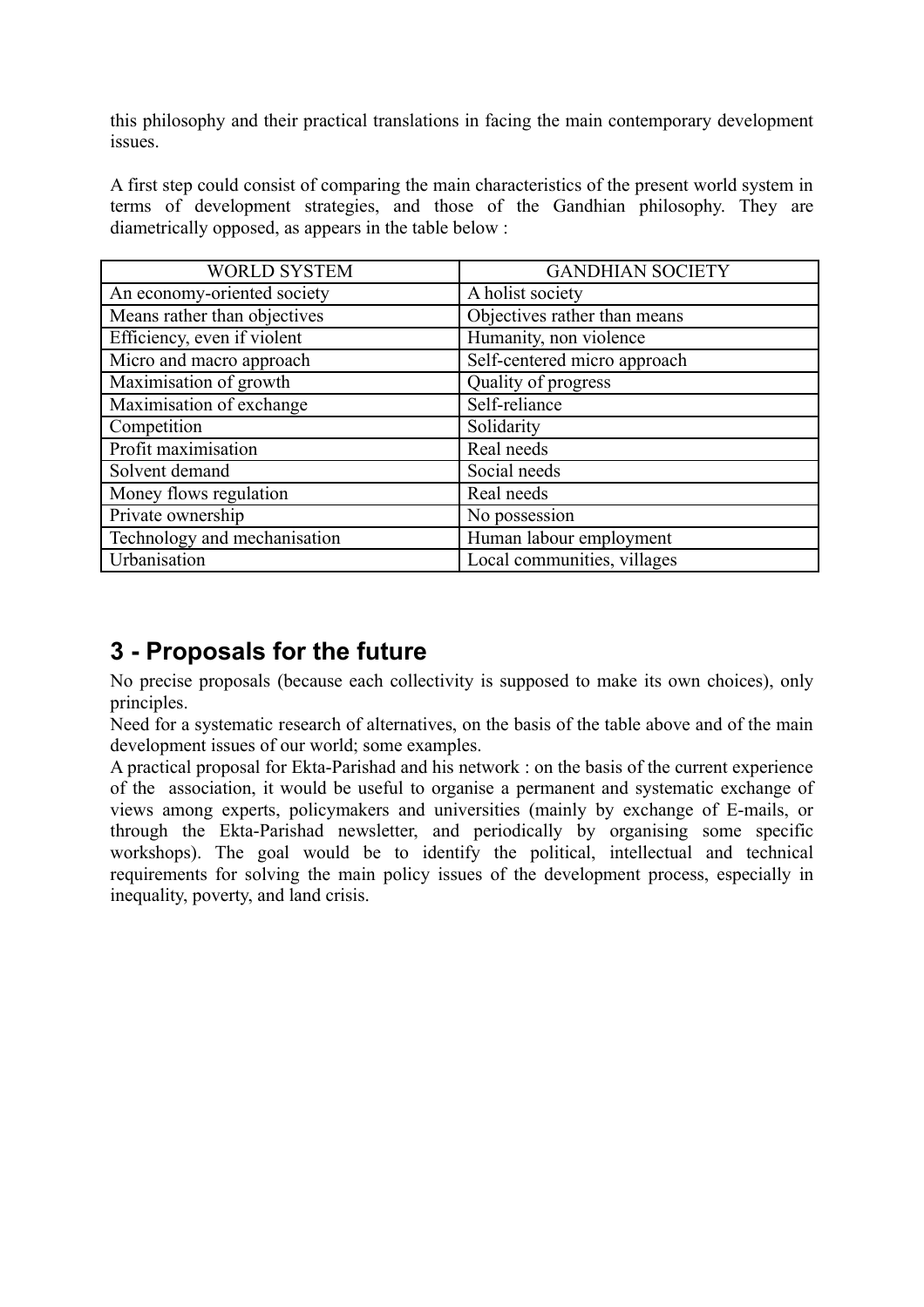this philosophy and their practical translations in facing the main contemporary development issues.

A first step could consist of comparing the main characteristics of the present world system in terms of development strategies, and those of the Gandhian philosophy. They are diametrically opposed, as appears in the table below :

| WORLD SYSTEM | GANDHIAN SOCIETY |
|---|---|
| An economy-oriented society | A holist society |
| Means rather than objectives | Objectives rather than means |
| Efficiency, even if violent | Humanity, non violence |
| Micro and macro approach | Self-centered micro approach |
| Maximisation of growth | Quality of progress |
| Maximisation of exchange | Self-reliance |
| Competition | Solidarity |
| Profit maximisation | Real needs |
| Solvent demand | Social needs |
| Money flows regulation | Real needs |
| Private ownership | No possession |
| Technology and mechanisation | Human labour employment |
| Urbanisation | Local communities, villages |

## 3 - Proposals for the future

No precise proposals (because each collectivity is supposed to make its own choices), only principles.

Need for a systematic research of alternatives, on the basis of the table above and of the main development issues of our world; some examples.

A practical proposal for Ekta-Parishad and his network : on the basis of the current experience of the association, it would be useful to organise a permanent and systematic exchange of views among experts, policymakers and universities (mainly by exchange of E-mails, or through the Ekta-Parishad newsletter, and periodically by organising some specific workshops). The goal would be to identify the political, intellectual and technical requirements for solving the main policy issues of the development process, especially in inequality, poverty, and land crisis.